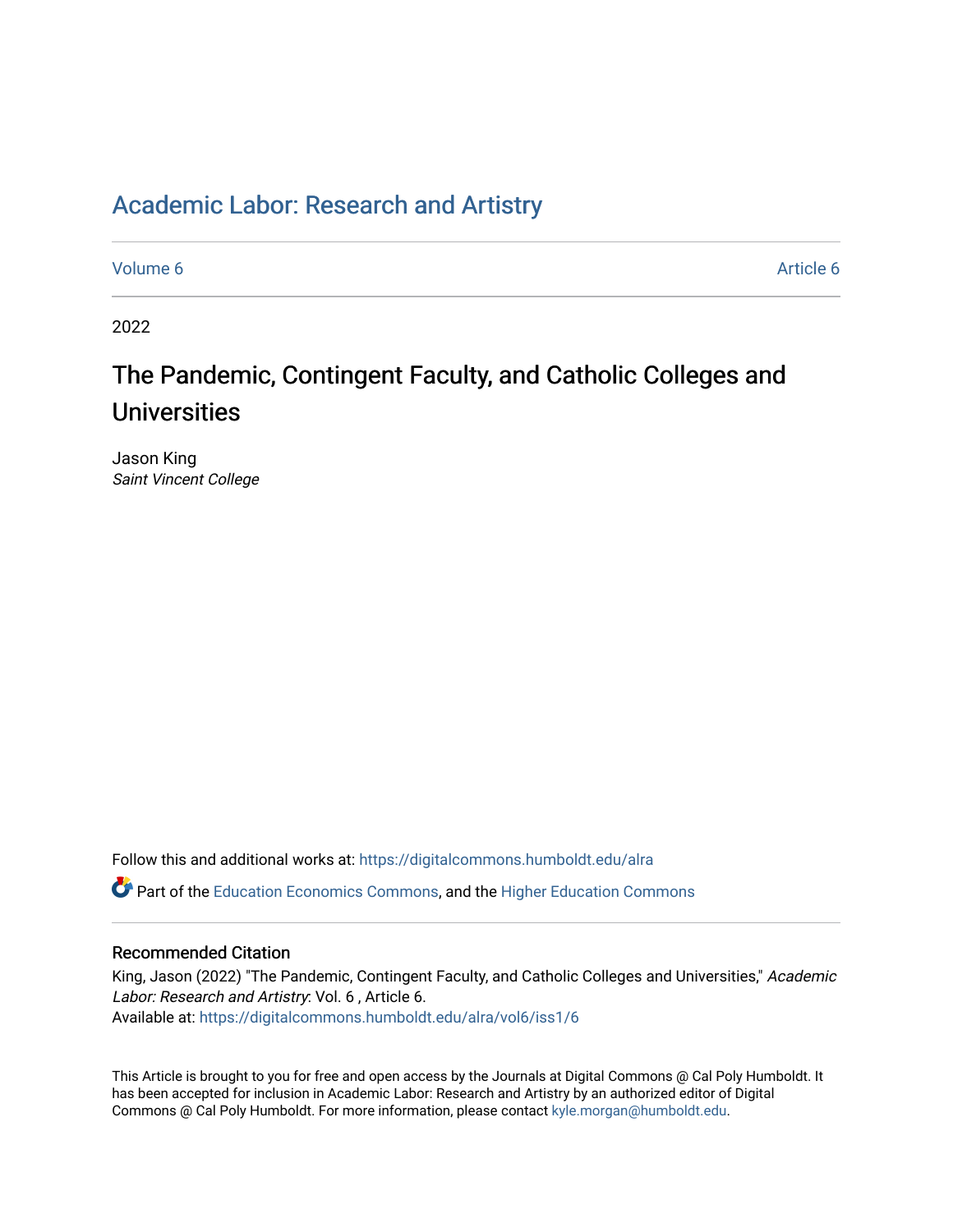# Academic Labor: Research and Artistry

Volume 6 Article 6

2022

## The Pandemic, Contingent Faculty, and Catholic Colleges and Universities

Jason King
*Saint Vincent College*

Follow this and additional works at: https://digitalcommons.humboldt.edu/alra

Part of the Education Economics Commons, and the Higher Education Commons

### Recommended Citation

King, Jason (2022) "The Pandemic, Contingent Faculty, and Catholic Colleges and Universities," *Academic Labor: Research and Artistry*: Vol. 6 , Article 6.
Available at: https://digitalcommons.humboldt.edu/alra/vol6/iss1/6

This Article is brought to you for free and open access by the Journals at Digital Commons @ Cal Poly Humboldt. It has been accepted for inclusion in Academic Labor: Research and Artistry by an authorized editor of Digital Commons @ Cal Poly Humboldt. For more information, please contact kyle.morgan@humboldt.edu.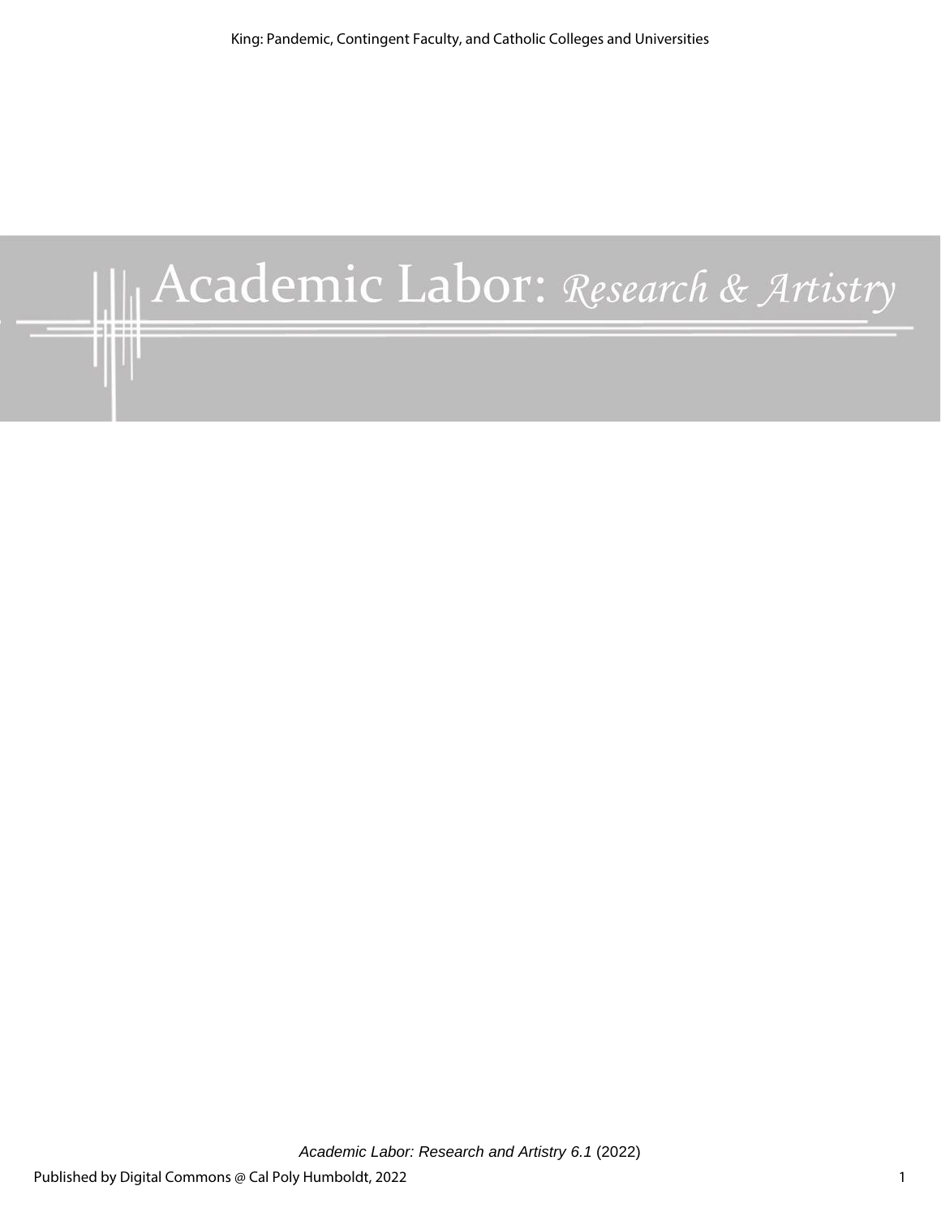# Academic Labor: Research & Artistry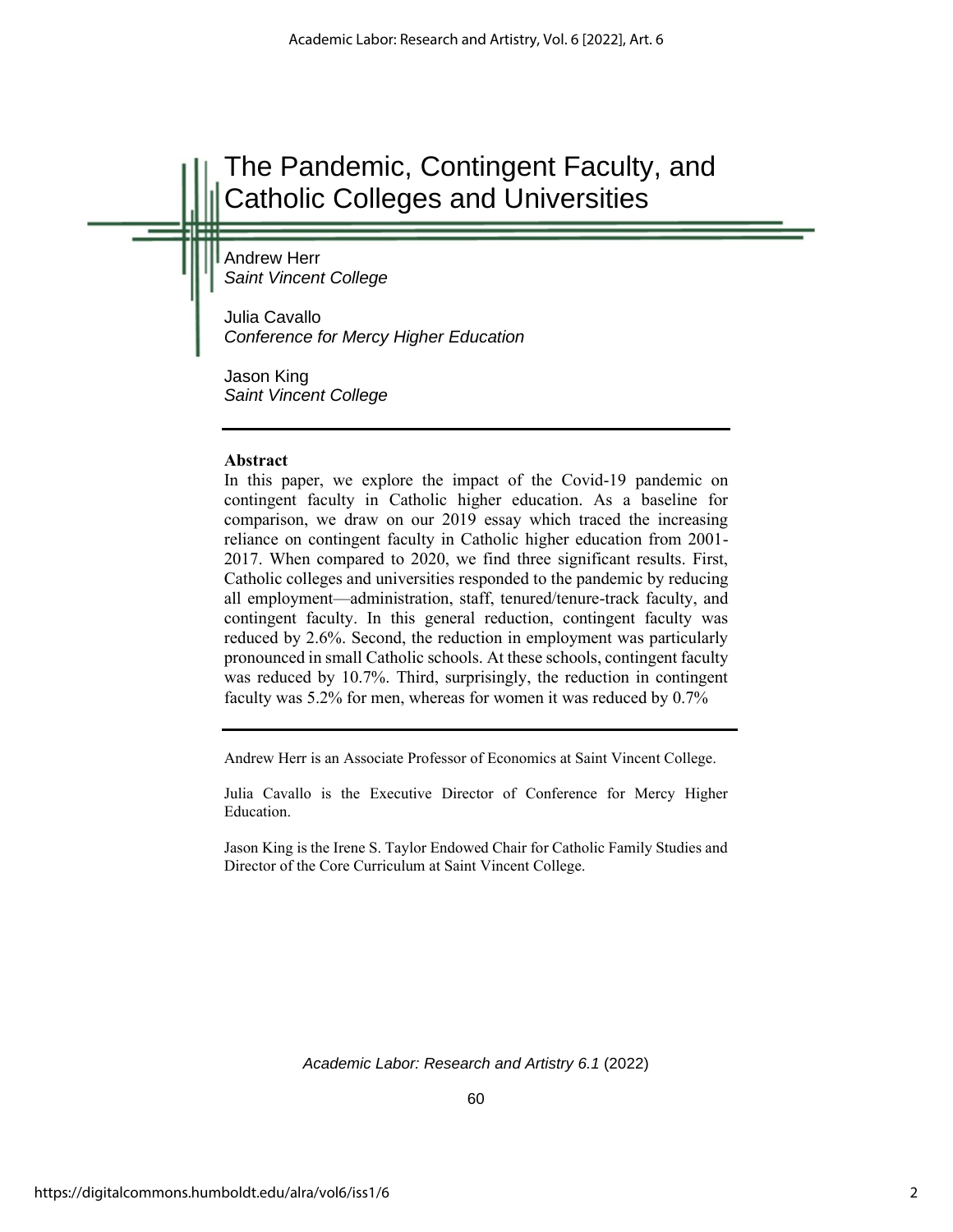# The Pandemic, Contingent Faculty, and Catholic Colleges and Universities

Andrew Herr
*Saint Vincent College*

Julia Cavallo
*Conference for Mercy Higher Education*

Jason King
*Saint Vincent College*

**Abstract**

In this paper, we explore the impact of the Covid-19 pandemic on contingent faculty in Catholic higher education. As a baseline for comparison, we draw on our 2019 essay which traced the increasing reliance on contingent faculty in Catholic higher education from 2001-2017. When compared to 2020, we find three significant results. First, Catholic colleges and universities responded to the pandemic by reducing all employment—administration, staff, tenured/tenure-track faculty, and contingent faculty. In this general reduction, contingent faculty was reduced by 2.6%. Second, the reduction in employment was particularly pronounced in small Catholic schools. At these schools, contingent faculty was reduced by 10.7%. Third, surprisingly, the reduction in contingent faculty was 5.2% for men, whereas for women it was reduced by 0.7%

Andrew Herr is an Associate Professor of Economics at Saint Vincent College.

Julia Cavallo is the Executive Director of Conference for Mercy Higher Education.

Jason King is the Irene S. Taylor Endowed Chair for Catholic Family Studies and Director of the Core Curriculum at Saint Vincent College.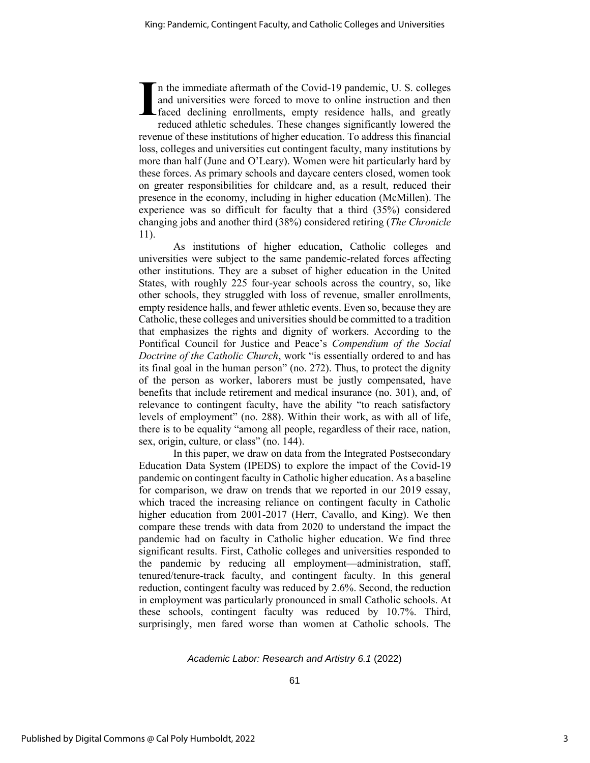In the immediate aftermath of the Covid-19 pandemic, U. S. colleges and universities were forced to move to online instruction and then faced declining enrollments, empty residence halls, and greatly reduced athletic schedules. These changes significantly lowered the revenue of these institutions of higher education. To address this financial loss, colleges and universities cut contingent faculty, many institutions by more than half (June and O'Leary). Women were hit particularly hard by these forces. As primary schools and daycare centers closed, women took on greater responsibilities for childcare and, as a result, reduced their presence in the economy, including in higher education (McMillen). The experience was so difficult for faculty that a third (35%) considered changing jobs and another third (38%) considered retiring (*The Chronicle* 11).

As institutions of higher education, Catholic colleges and universities were subject to the same pandemic-related forces affecting other institutions. They are a subset of higher education in the United States, with roughly 225 four-year schools across the country, so, like other schools, they struggled with loss of revenue, smaller enrollments, empty residence halls, and fewer athletic events. Even so, because they are Catholic, these colleges and universities should be committed to a tradition that emphasizes the rights and dignity of workers. According to the Pontifical Council for Justice and Peace's *Compendium of the Social Doctrine of the Catholic Church*, work "is essentially ordered to and has its final goal in the human person" (no. 272). Thus, to protect the dignity of the person as worker, laborers must be justly compensated, have benefits that include retirement and medical insurance (no. 301), and, of relevance to contingent faculty, have the ability "to reach satisfactory levels of employment" (no. 288). Within their work, as with all of life, there is to be equality "among all people, regardless of their race, nation, sex, origin, culture, or class" (no. 144).

In this paper, we draw on data from the Integrated Postsecondary Education Data System (IPEDS) to explore the impact of the Covid-19 pandemic on contingent faculty in Catholic higher education. As a baseline for comparison, we draw on trends that we reported in our 2019 essay, which traced the increasing reliance on contingent faculty in Catholic higher education from 2001-2017 (Herr, Cavallo, and King). We then compare these trends with data from 2020 to understand the impact the pandemic had on faculty in Catholic higher education. We find three significant results. First, Catholic colleges and universities responded to the pandemic by reducing all employment—administration, staff, tenured/tenure-track faculty, and contingent faculty. In this general reduction, contingent faculty was reduced by 2.6%. Second, the reduction in employment was particularly pronounced in small Catholic schools. At these schools, contingent faculty was reduced by 10.7%. Third, surprisingly, men fared worse than women at Catholic schools. The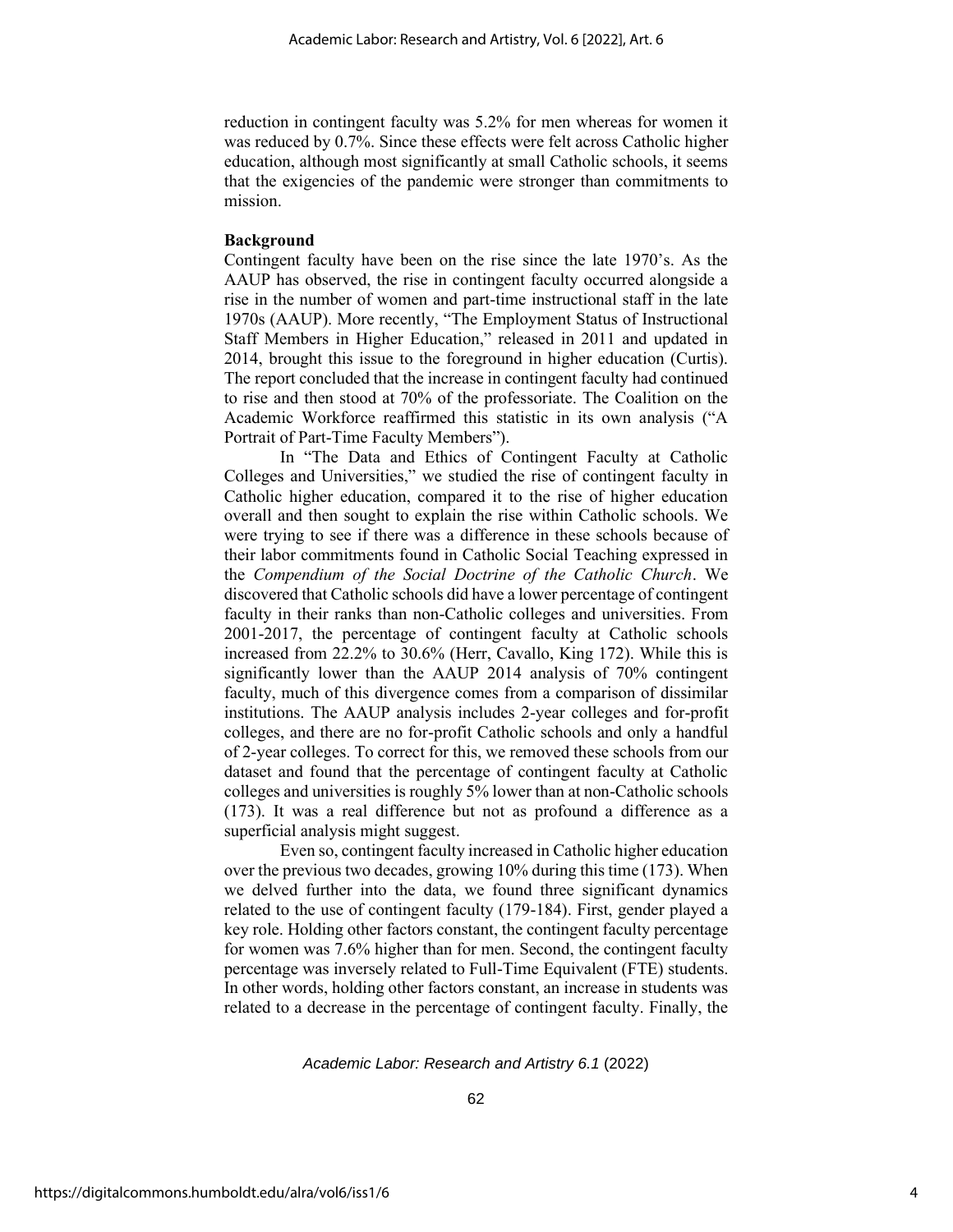reduction in contingent faculty was 5.2% for men whereas for women it was reduced by 0.7%. Since these effects were felt across Catholic higher education, although most significantly at small Catholic schools, it seems that the exigencies of the pandemic were stronger than commitments to mission.

**Background**

Contingent faculty have been on the rise since the late 1970's. As the AAUP has observed, the rise in contingent faculty occurred alongside a rise in the number of women and part-time instructional staff in the late 1970s (AAUP). More recently, "The Employment Status of Instructional Staff Members in Higher Education," released in 2011 and updated in 2014, brought this issue to the foreground in higher education (Curtis). The report concluded that the increase in contingent faculty had continued to rise and then stood at 70% of the professoriate. The Coalition on the Academic Workforce reaffirmed this statistic in its own analysis ("A Portrait of Part-Time Faculty Members").

In "The Data and Ethics of Contingent Faculty at Catholic Colleges and Universities," we studied the rise of contingent faculty in Catholic higher education, compared it to the rise of higher education overall and then sought to explain the rise within Catholic schools. We were trying to see if there was a difference in these schools because of their labor commitments found in Catholic Social Teaching expressed in the *Compendium of the Social Doctrine of the Catholic Church*. We discovered that Catholic schools did have a lower percentage of contingent faculty in their ranks than non-Catholic colleges and universities. From 2001-2017, the percentage of contingent faculty at Catholic schools increased from 22.2% to 30.6% (Herr, Cavallo, King 172). While this is significantly lower than the AAUP 2014 analysis of 70% contingent faculty, much of this divergence comes from a comparison of dissimilar institutions. The AAUP analysis includes 2-year colleges and for-profit colleges, and there are no for-profit Catholic schools and only a handful of 2-year colleges. To correct for this, we removed these schools from our dataset and found that the percentage of contingent faculty at Catholic colleges and universities is roughly 5% lower than at non-Catholic schools (173). It was a real difference but not as profound a difference as a superficial analysis might suggest.

Even so, contingent faculty increased in Catholic higher education over the previous two decades, growing 10% during this time (173). When we delved further into the data, we found three significant dynamics related to the use of contingent faculty (179-184). First, gender played a key role. Holding other factors constant, the contingent faculty percentage for women was 7.6% higher than for men. Second, the contingent faculty percentage was inversely related to Full-Time Equivalent (FTE) students. In other words, holding other factors constant, an increase in students was related to a decrease in the percentage of contingent faculty. Finally, the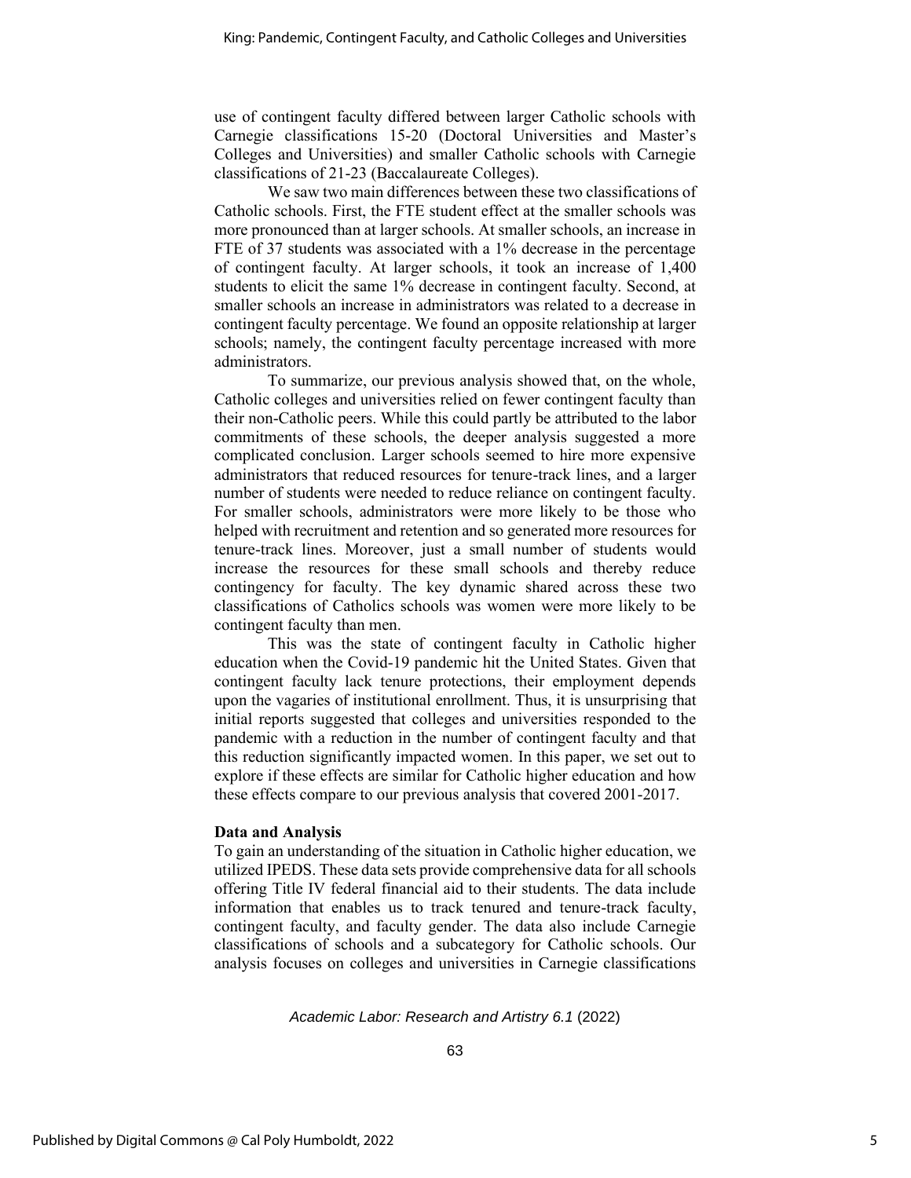use of contingent faculty differed between larger Catholic schools with Carnegie classifications 15-20 (Doctoral Universities and Master's Colleges and Universities) and smaller Catholic schools with Carnegie classifications of 21-23 (Baccalaureate Colleges).

We saw two main differences between these two classifications of Catholic schools. First, the FTE student effect at the smaller schools was more pronounced than at larger schools. At smaller schools, an increase in FTE of 37 students was associated with a 1% decrease in the percentage of contingent faculty. At larger schools, it took an increase of 1,400 students to elicit the same 1% decrease in contingent faculty. Second, at smaller schools an increase in administrators was related to a decrease in contingent faculty percentage. We found an opposite relationship at larger schools; namely, the contingent faculty percentage increased with more administrators.

To summarize, our previous analysis showed that, on the whole, Catholic colleges and universities relied on fewer contingent faculty than their non-Catholic peers. While this could partly be attributed to the labor commitments of these schools, the deeper analysis suggested a more complicated conclusion. Larger schools seemed to hire more expensive administrators that reduced resources for tenure-track lines, and a larger number of students were needed to reduce reliance on contingent faculty. For smaller schools, administrators were more likely to be those who helped with recruitment and retention and so generated more resources for tenure-track lines. Moreover, just a small number of students would increase the resources for these small schools and thereby reduce contingency for faculty. The key dynamic shared across these two classifications of Catholics schools was women were more likely to be contingent faculty than men.

This was the state of contingent faculty in Catholic higher education when the Covid-19 pandemic hit the United States. Given that contingent faculty lack tenure protections, their employment depends upon the vagaries of institutional enrollment. Thus, it is unsurprising that initial reports suggested that colleges and universities responded to the pandemic with a reduction in the number of contingent faculty and that this reduction significantly impacted women. In this paper, we set out to explore if these effects are similar for Catholic higher education and how these effects compare to our previous analysis that covered 2001-2017.

**Data and Analysis**

To gain an understanding of the situation in Catholic higher education, we utilized IPEDS. These data sets provide comprehensive data for all schools offering Title IV federal financial aid to their students. The data include information that enables us to track tenured and tenure-track faculty, contingent faculty, and faculty gender. The data also include Carnegie classifications of schools and a subcategory for Catholic schools. Our analysis focuses on colleges and universities in Carnegie classifications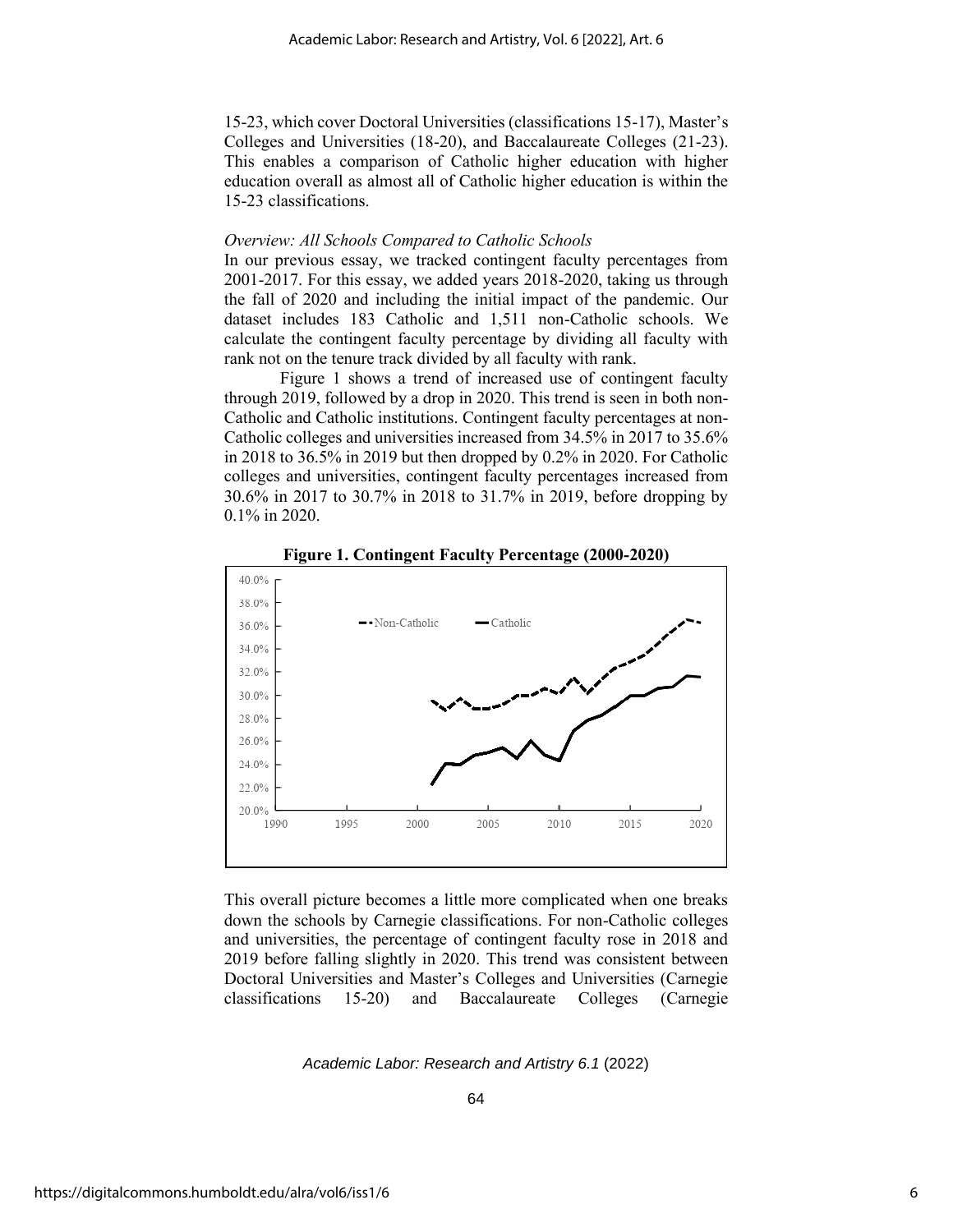15-23, which cover Doctoral Universities (classifications 15-17), Master's Colleges and Universities (18-20), and Baccalaureate Colleges (21-23). This enables a comparison of Catholic higher education with higher education overall as almost all of Catholic higher education is within the 15-23 classifications.

*Overview: All Schools Compared to Catholic Schools*

In our previous essay, we tracked contingent faculty percentages from 2001-2017. For this essay, we added years 2018-2020, taking us through the fall of 2020 and including the initial impact of the pandemic. Our dataset includes 183 Catholic and 1,511 non-Catholic schools. We calculate the contingent faculty percentage by dividing all faculty with rank not on the tenure track divided by all faculty with rank.

Figure 1 shows a trend of increased use of contingent faculty through 2019, followed by a drop in 2020. This trend is seen in both non-Catholic and Catholic institutions. Contingent faculty percentages at non-Catholic colleges and universities increased from 34.5% in 2017 to 35.6% in 2018 to 36.5% in 2019 but then dropped by 0.2% in 2020. For Catholic colleges and universities, contingent faculty percentages increased from 30.6% in 2017 to 30.7% in 2018 to 31.7% in 2019, before dropping by 0.1% in 2020.

**Figure 1. Contingent Faculty Percentage (2000-2020)**

This overall picture becomes a little more complicated when one breaks down the schools by Carnegie classifications. For non-Catholic colleges and universities, the percentage of contingent faculty rose in 2018 and 2019 before falling slightly in 2020. This trend was consistent between Doctoral Universities and Master's Colleges and Universities (Carnegie classifications 15-20) and Baccalaureate Colleges (Carnegie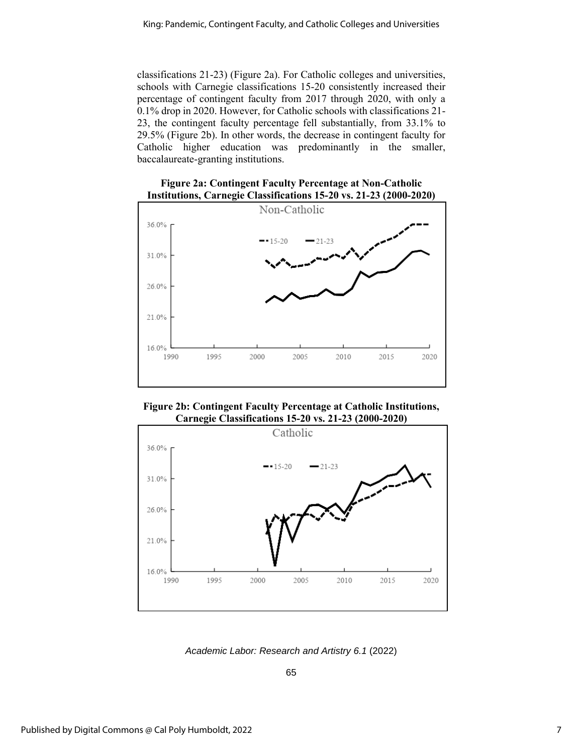classifications 21-23) (Figure 2a). For Catholic colleges and universities, schools with Carnegie classifications 15-20 consistently increased their percentage of contingent faculty from 2017 through 2020, with only a 0.1% drop in 2020. However, for Catholic schools with classifications 21-23, the contingent faculty percentage fell substantially, from 33.1% to 29.5% (Figure 2b). In other words, the decrease in contingent faculty for Catholic higher education was predominantly in the smaller, baccalaureate-granting institutions.

**Figure 2a: Contingent Faculty Percentage at Non-Catholic Institutions, Carnegie Classifications 15-20 vs. 21-23 (2000-2020)**

**Figure 2b: Contingent Faculty Percentage at Catholic Institutions, Carnegie Classifications 15-20 vs. 21-23 (2000-2020)**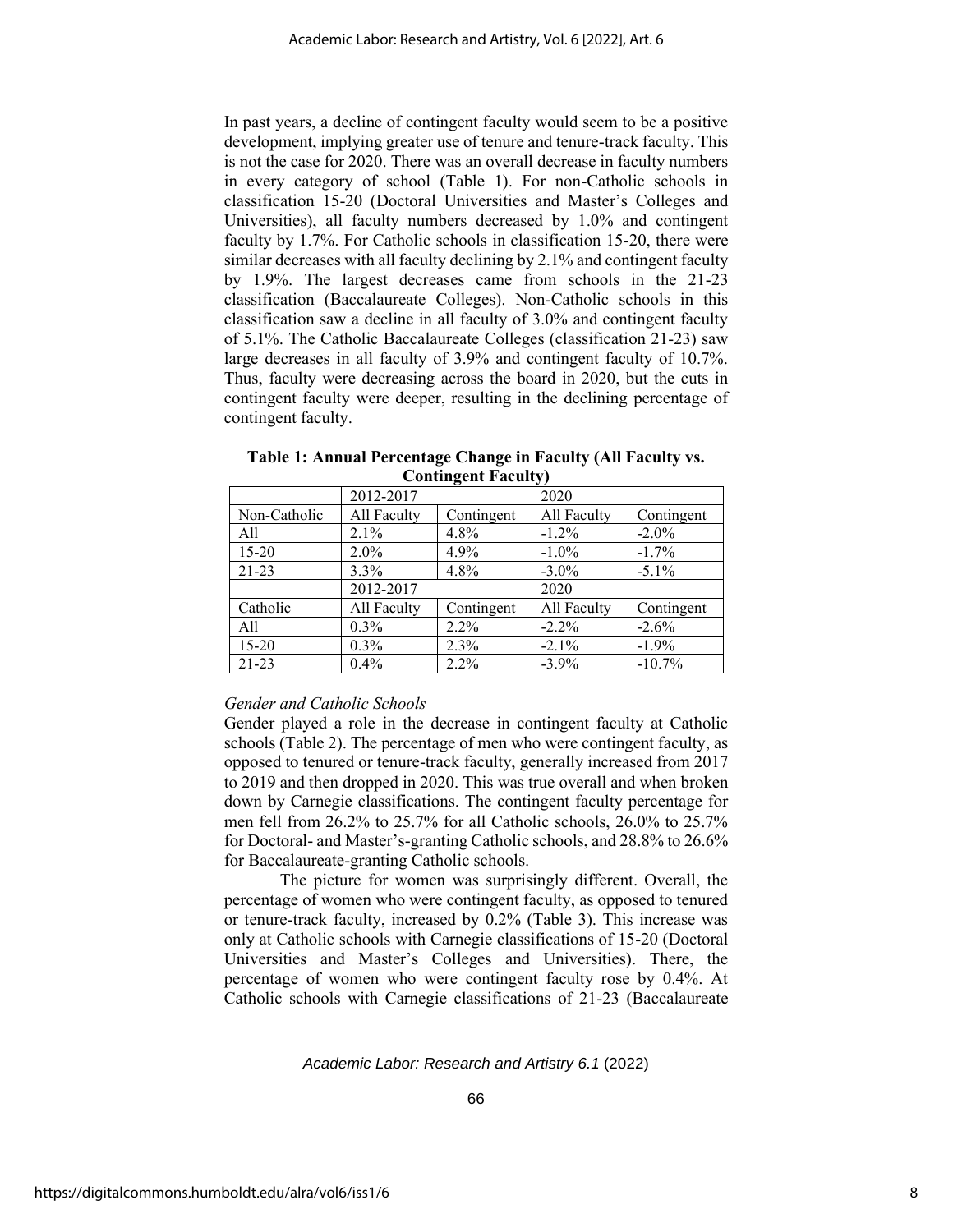In past years, a decline of contingent faculty would seem to be a positive development, implying greater use of tenure and tenure-track faculty. This is not the case for 2020. There was an overall decrease in faculty numbers in every category of school (Table 1). For non-Catholic schools in classification 15-20 (Doctoral Universities and Master's Colleges and Universities), all faculty numbers decreased by 1.0% and contingent faculty by 1.7%. For Catholic schools in classification 15-20, there were similar decreases with all faculty declining by 2.1% and contingent faculty by 1.9%. The largest decreases came from schools in the 21-23 classification (Baccalaureate Colleges). Non-Catholic schools in this classification saw a decline in all faculty of 3.0% and contingent faculty of 5.1%. The Catholic Baccalaureate Colleges (classification 21-23) saw large decreases in all faculty of 3.9% and contingent faculty of 10.7%. Thus, faculty were decreasing across the board in 2020, but the cuts in contingent faculty were deeper, resulting in the declining percentage of contingent faculty.

**Table 1: Annual Percentage Change in Faculty (All Faculty vs. Contingent Faculty)**

| | 2012-2017 | | 2020 | |
|---|---|---|---|---|
| Non-Catholic | All Faculty | Contingent | All Faculty | Contingent |
| All | 2.1% | 4.8% | -1.2% | -2.0% |
| 15-20 | 2.0% | 4.9% | -1.0% | -1.7% |
| 21-23 | 3.3% | 4.8% | -3.0% | -5.1% |
| | 2012-2017 | | 2020 | |
| Catholic | All Faculty | Contingent | All Faculty | Contingent |
| All | 0.3% | 2.2% | -2.2% | -2.6% |
| 15-20 | 0.3% | 2.3% | -2.1% | -1.9% |
| 21-23 | 0.4% | 2.2% | -3.9% | -10.7% |

*Gender and Catholic Schools*

Gender played a role in the decrease in contingent faculty at Catholic schools (Table 2). The percentage of men who were contingent faculty, as opposed to tenured or tenure-track faculty, generally increased from 2017 to 2019 and then dropped in 2020. This was true overall and when broken down by Carnegie classifications. The contingent faculty percentage for men fell from 26.2% to 25.7% for all Catholic schools, 26.0% to 25.7% for Doctoral- and Master's-granting Catholic schools, and 28.8% to 26.6% for Baccalaureate-granting Catholic schools.

The picture for women was surprisingly different. Overall, the percentage of women who were contingent faculty, as opposed to tenured or tenure-track faculty, increased by 0.2% (Table 3). This increase was only at Catholic schools with Carnegie classifications of 15-20 (Doctoral Universities and Master's Colleges and Universities). There, the percentage of women who were contingent faculty rose by 0.4%. At Catholic schools with Carnegie classifications of 21-23 (Baccalaureate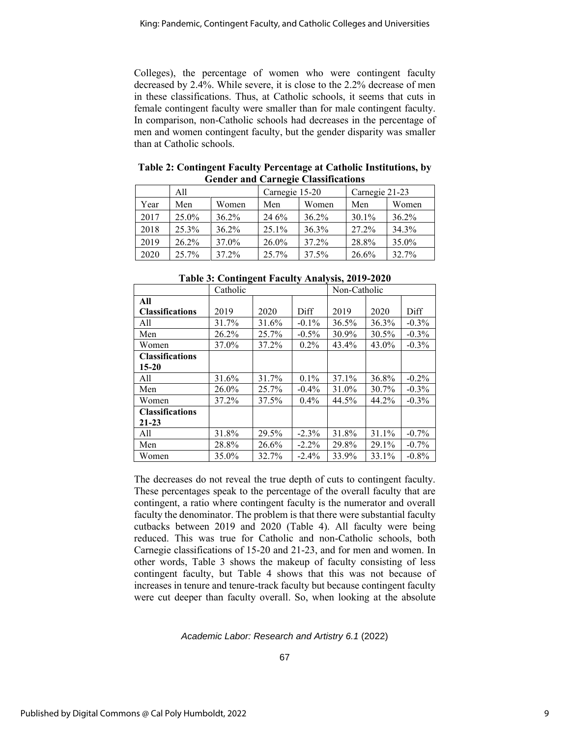Colleges), the percentage of women who were contingent faculty decreased by 2.4%. While severe, it is close to the 2.2% decrease of men in these classifications. Thus, at Catholic schools, it seems that cuts in female contingent faculty were smaller than for male contingent faculty. In comparison, non-Catholic schools had decreases in the percentage of men and women contingent faculty, but the gender disparity was smaller than at Catholic schools.

**Table 2: Contingent Faculty Percentage at Catholic Institutions, by Gender and Carnegie Classifications**

| | All | | Carnegie 15-20 | | Carnegie 21-23 | |
|---|---|---|---|---|---|---|
| Year | Men | Women | Men | Women | Men | Women |
| 2017 | 25.0% | 36.2% | 24 6% | 36.2% | 30.1% | 36.2% |
| 2018 | 25.3% | 36.2% | 25.1% | 36.3% | 27.2% | 34.3% |
| 2019 | 26.2% | 37.0% | 26.0% | 37.2% | 28.8% | 35.0% |
| 2020 | 25.7% | 37.2% | 25.7% | 37.5% | 26.6% | 32.7% |

**Table 3: Contingent Faculty Analysis, 2019-2020**

| | Catholic | | | Non-Catholic | | |
|---|---|---|---|---|---|---|
| **All Classifications** | 2019 | 2020 | Diff | 2019 | 2020 | Diff |
| All | 31.7% | 31.6% | -0.1% | 36.5% | 36.3% | -0.3% |
| Men | 26.2% | 25.7% | -0.5% | 30.9% | 30.5% | -0.3% |
| Women | 37.0% | 37.2% | 0.2% | 43.4% | 43.0% | -0.3% |
| **Classifications 15-20** | | | | | | |
| All | 31.6% | 31.7% | 0.1% | 37.1% | 36.8% | -0.2% |
| Men | 26.0% | 25.7% | -0.4% | 31.0% | 30.7% | -0.3% |
| Women | 37.2% | 37.5% | 0.4% | 44.5% | 44.2% | -0.3% |
| **Classifications 21-23** | | | | | | |
| All | 31.8% | 29.5% | -2.3% | 31.8% | 31.1% | -0.7% |
| Men | 28.8% | 26.6% | -2.2% | 29.8% | 29.1% | -0.7% |
| Women | 35.0% | 32.7% | -2.4% | 33.9% | 33.1% | -0.8% |

The decreases do not reveal the true depth of cuts to contingent faculty. These percentages speak to the percentage of the overall faculty that are contingent, a ratio where contingent faculty is the numerator and overall faculty the denominator. The problem is that there were substantial faculty cutbacks between 2019 and 2020 (Table 4). All faculty were being reduced. This was true for Catholic and non-Catholic schools, both Carnegie classifications of 15-20 and 21-23, and for men and women. In other words, Table 3 shows the makeup of faculty consisting of less contingent faculty, but Table 4 shows that this was not because of increases in tenure and tenure-track faculty but because contingent faculty were cut deeper than faculty overall. So, when looking at the absolute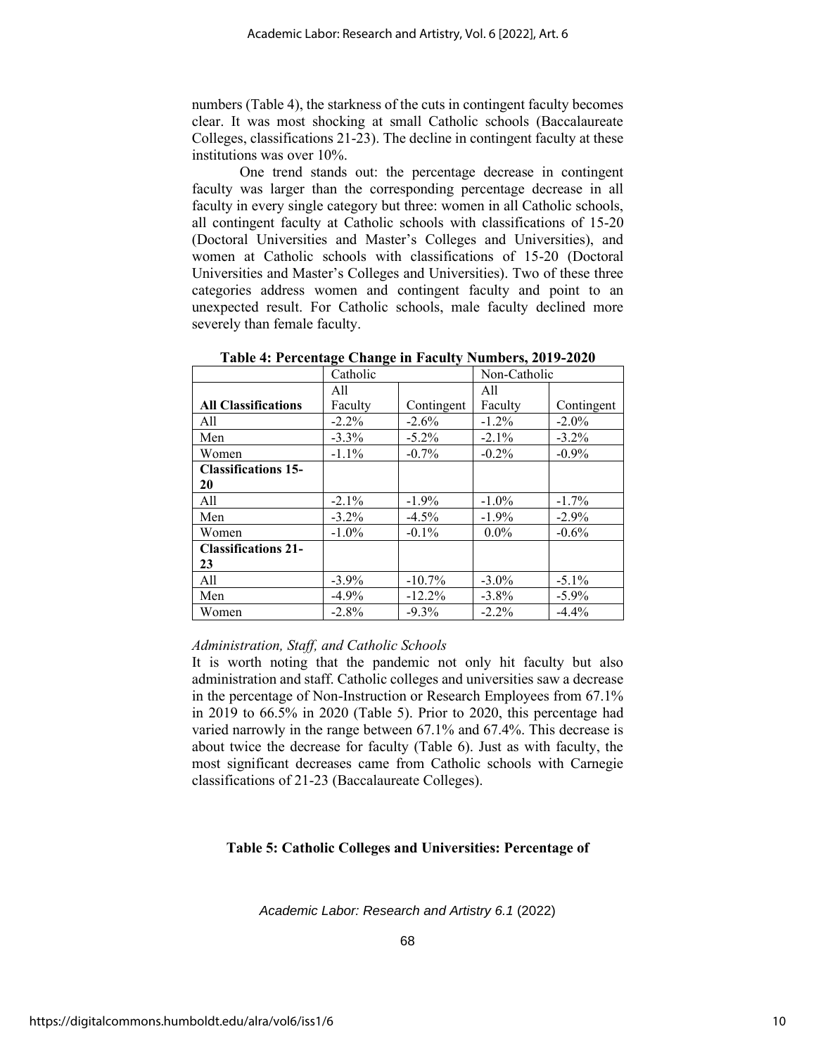numbers (Table 4), the starkness of the cuts in contingent faculty becomes clear. It was most shocking at small Catholic schools (Baccalaureate Colleges, classifications 21-23). The decline in contingent faculty at these institutions was over 10%.

One trend stands out: the percentage decrease in contingent faculty was larger than the corresponding percentage decrease in all faculty in every single category but three: women in all Catholic schools, all contingent faculty at Catholic schools with classifications of 15-20 (Doctoral Universities and Master's Colleges and Universities), and women at Catholic schools with classifications of 15-20 (Doctoral Universities and Master's Colleges and Universities). Two of these three categories address women and contingent faculty and point to an unexpected result. For Catholic schools, male faculty declined more severely than female faculty.

**Table 4: Percentage Change in Faculty Numbers, 2019-2020**

| | Catholic | | Non-Catholic | |
|---|---|---|---|---|
| **All Classifications** | All Faculty | Contingent | All Faculty | Contingent |
| All | -2.2% | -2.6% | -1.2% | -2.0% |
| Men | -3.3% | -5.2% | -2.1% | -3.2% |
| Women | -1.1% | -0.7% | -0.2% | -0.9% |
| **Classifications 15-20** | | | | |
| All | -2.1% | -1.9% | -1.0% | -1.7% |
| Men | -3.2% | -4.5% | -1.9% | -2.9% |
| Women | -1.0% | -0.1% | 0.0% | -0.6% |
| **Classifications 21-23** | | | | |
| All | -3.9% | -10.7% | -3.0% | -5.1% |
| Men | -4.9% | -12.2% | -3.8% | -5.9% |
| Women | -2.8% | -9.3% | -2.2% | -4.4% |

*Administration, Staff, and Catholic Schools*

It is worth noting that the pandemic not only hit faculty but also administration and staff. Catholic colleges and universities saw a decrease in the percentage of Non-Instruction or Research Employees from 67.1% in 2019 to 66.5% in 2020 (Table 5). Prior to 2020, this percentage had varied narrowly in the range between 67.1% and 67.4%. This decrease is about twice the decrease for faculty (Table 6). Just as with faculty, the most significant decreases came from Catholic schools with Carnegie classifications of 21-23 (Baccalaureate Colleges).

**Table 5: Catholic Colleges and Universities: Percentage of**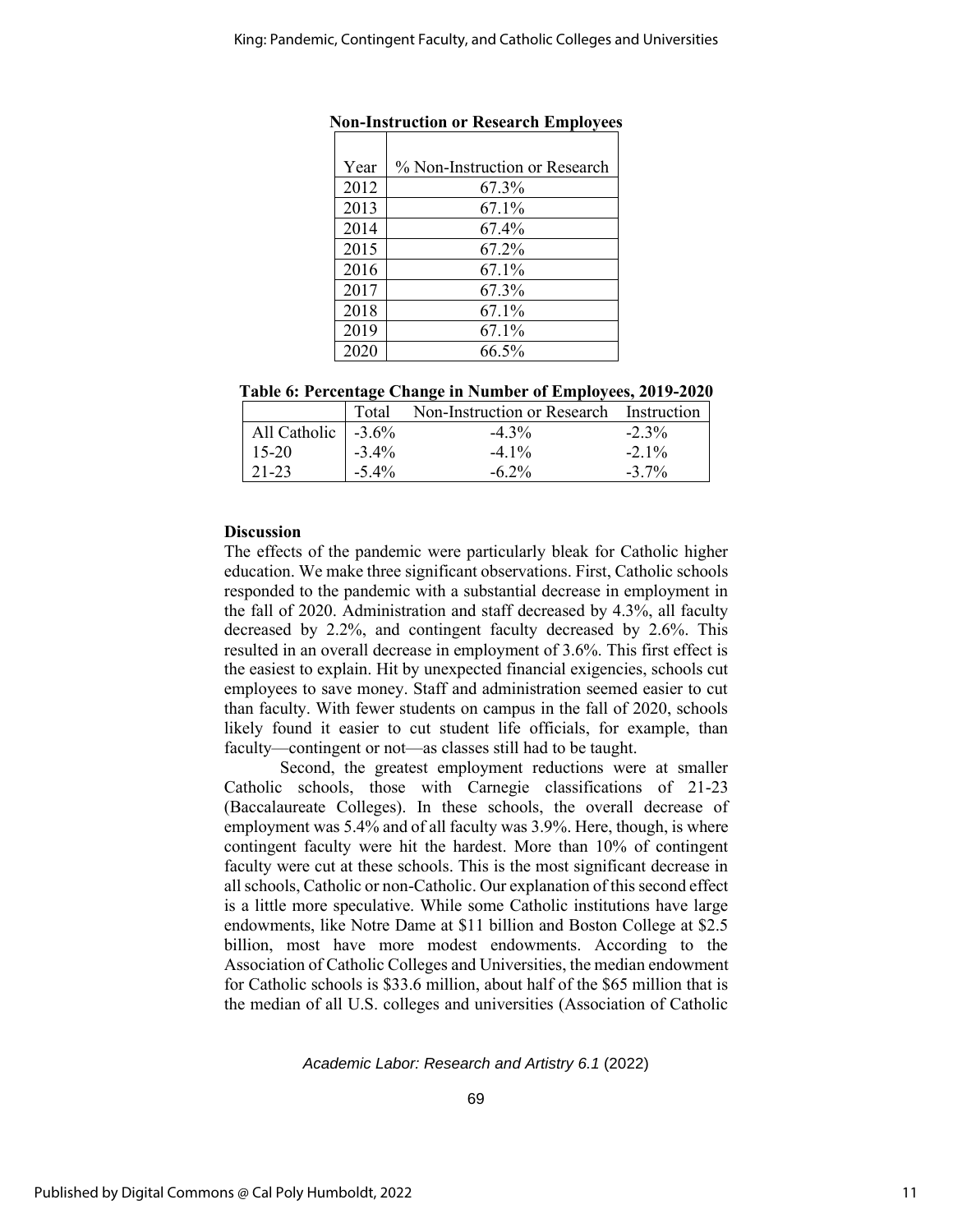**Non-Instruction or Research Employees**

| Year | % Non-Instruction or Research |
|---|---|
| 2012 | 67.3% |
| 2013 | 67.1% |
| 2014 | 67.4% |
| 2015 | 67.2% |
| 2016 | 67.1% |
| 2017 | 67.3% |
| 2018 | 67.1% |
| 2019 | 67.1% |
| 2020 | 66.5% |

**Table 6: Percentage Change in Number of Employees, 2019-2020**

| | Total | Non-Instruction or Research | Instruction |
|---|---|---|---|
| All Catholic | -3.6% | -4.3% | -2.3% |
| 15-20 | -3.4% | -4.1% | -2.1% |
| 21-23 | -5.4% | -6.2% | -3.7% |

**Discussion**

The effects of the pandemic were particularly bleak for Catholic higher education. We make three significant observations. First, Catholic schools responded to the pandemic with a substantial decrease in employment in the fall of 2020. Administration and staff decreased by 4.3%, all faculty decreased by 2.2%, and contingent faculty decreased by 2.6%. This resulted in an overall decrease in employment of 3.6%. This first effect is the easiest to explain. Hit by unexpected financial exigencies, schools cut employees to save money. Staff and administration seemed easier to cut than faculty. With fewer students on campus in the fall of 2020, schools likely found it easier to cut student life officials, for example, than faculty—contingent or not—as classes still had to be taught.

Second, the greatest employment reductions were at smaller Catholic schools, those with Carnegie classifications of 21-23 (Baccalaureate Colleges). In these schools, the overall decrease of employment was 5.4% and of all faculty was 3.9%. Here, though, is where contingent faculty were hit the hardest. More than 10% of contingent faculty were cut at these schools. This is the most significant decrease in all schools, Catholic or non-Catholic. Our explanation of this second effect is a little more speculative. While some Catholic institutions have large endowments, like Notre Dame at $11 billion and Boston College at $2.5 billion, most have more modest endowments. According to the Association of Catholic Colleges and Universities, the median endowment for Catholic schools is $33.6 million, about half of the $65 million that is the median of all U.S. colleges and universities (Association of Catholic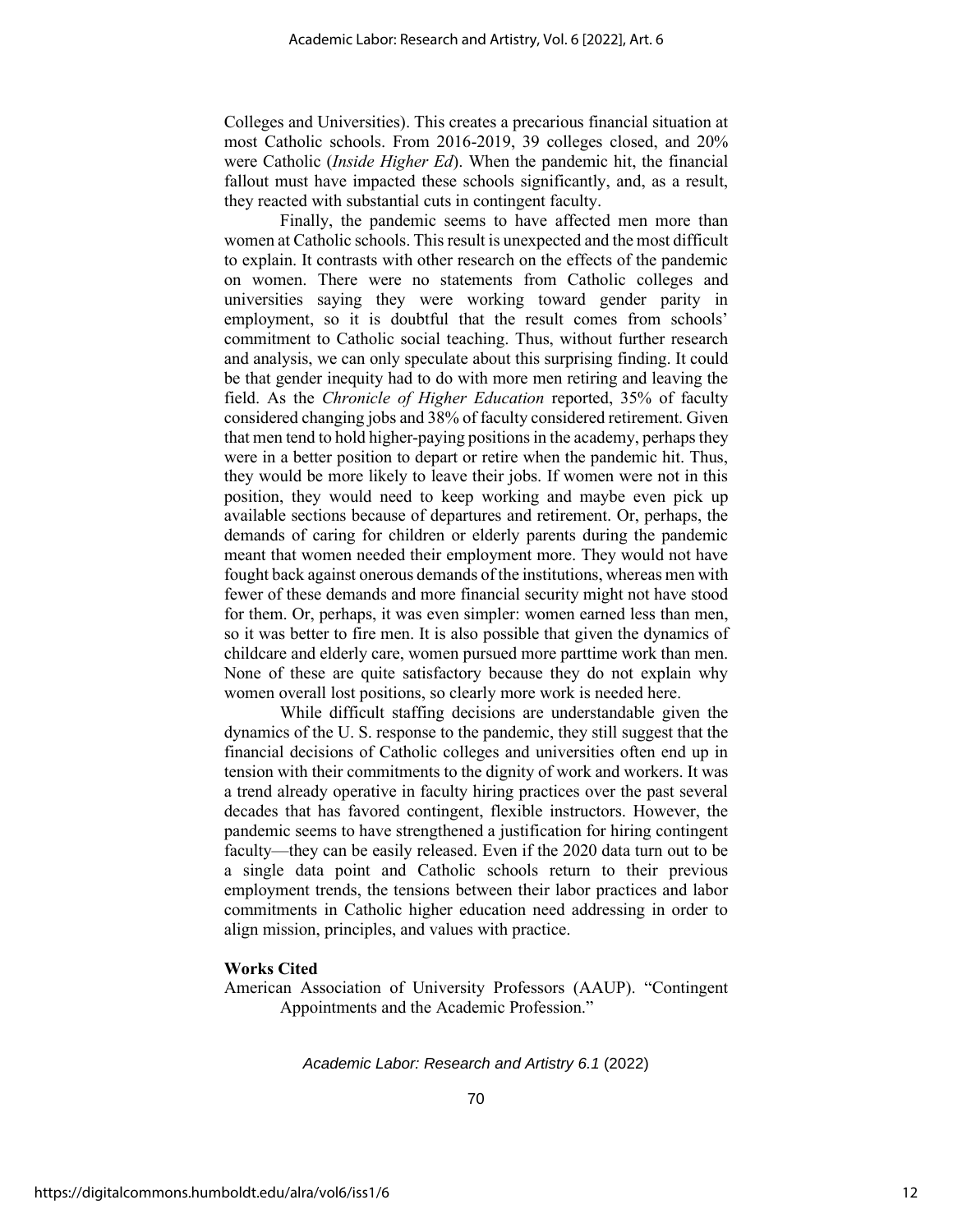Colleges and Universities). This creates a precarious financial situation at most Catholic schools. From 2016-2019, 39 colleges closed, and 20% were Catholic (*Inside Higher Ed*). When the pandemic hit, the financial fallout must have impacted these schools significantly, and, as a result, they reacted with substantial cuts in contingent faculty.

Finally, the pandemic seems to have affected men more than women at Catholic schools. This result is unexpected and the most difficult to explain. It contrasts with other research on the effects of the pandemic on women. There were no statements from Catholic colleges and universities saying they were working toward gender parity in employment, so it is doubtful that the result comes from schools' commitment to Catholic social teaching. Thus, without further research and analysis, we can only speculate about this surprising finding. It could be that gender inequity had to do with more men retiring and leaving the field. As the *Chronicle of Higher Education* reported, 35% of faculty considered changing jobs and 38% of faculty considered retirement. Given that men tend to hold higher-paying positions in the academy, perhaps they were in a better position to depart or retire when the pandemic hit. Thus, they would be more likely to leave their jobs. If women were not in this position, they would need to keep working and maybe even pick up available sections because of departures and retirement. Or, perhaps, the demands of caring for children or elderly parents during the pandemic meant that women needed their employment more. They would not have fought back against onerous demands of the institutions, whereas men with fewer of these demands and more financial security might not have stood for them. Or, perhaps, it was even simpler: women earned less than men, so it was better to fire men. It is also possible that given the dynamics of childcare and elderly care, women pursued more parttime work than men. None of these are quite satisfactory because they do not explain why women overall lost positions, so clearly more work is needed here.

While difficult staffing decisions are understandable given the dynamics of the U. S. response to the pandemic, they still suggest that the financial decisions of Catholic colleges and universities often end up in tension with their commitments to the dignity of work and workers. It was a trend already operative in faculty hiring practices over the past several decades that has favored contingent, flexible instructors. However, the pandemic seems to have strengthened a justification for hiring contingent faculty—they can be easily released. Even if the 2020 data turn out to be a single data point and Catholic schools return to their previous employment trends, the tensions between their labor practices and labor commitments in Catholic higher education need addressing in order to align mission, principles, and values with practice.

**Works Cited**

American Association of University Professors (AAUP). "Contingent Appointments and the Academic Profession."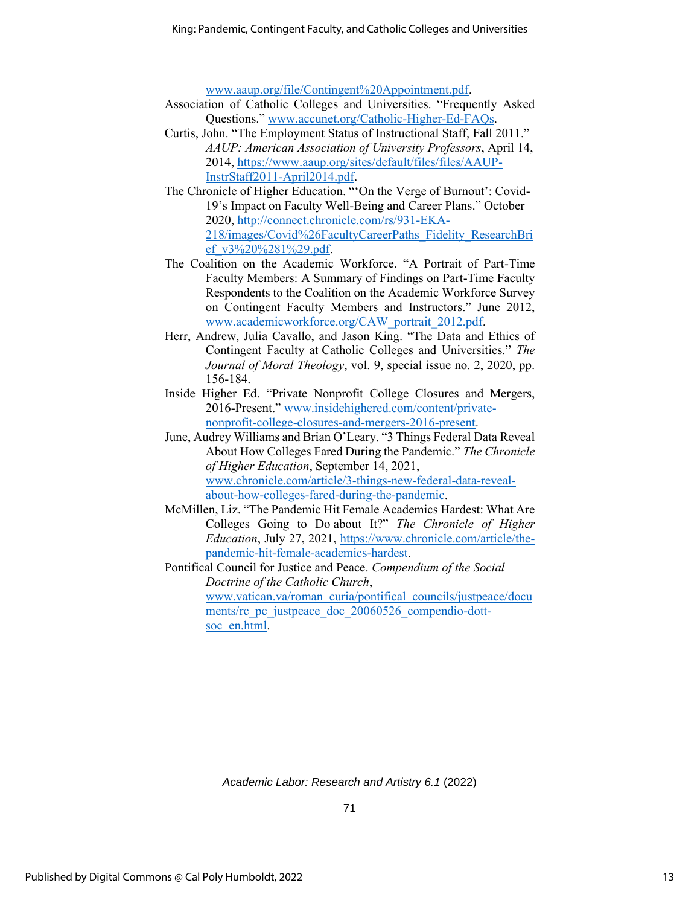www.aaup.org/file/Contingent%20Appointment.pdf.

Association of Catholic Colleges and Universities. "Frequently Asked Questions." www.accunet.org/Catholic-Higher-Ed-FAQs.

Curtis, John. "The Employment Status of Instructional Staff, Fall 2011." *AAUP: American Association of University Professors*, April 14, 2014, https://www.aaup.org/sites/default/files/files/AAUP-InstrStaff2011-April2014.pdf.

The Chronicle of Higher Education. "'On the Verge of Burnout': Covid-19's Impact on Faculty Well-Being and Career Plans." October 2020, http://connect.chronicle.com/rs/931-EKA-218/images/Covid%26FacultyCareerPaths_Fidelity_ResearchBrief_v3%20%281%29.pdf.

The Coalition on the Academic Workforce. "A Portrait of Part-Time Faculty Members: A Summary of Findings on Part-Time Faculty Respondents to the Coalition on the Academic Workforce Survey on Contingent Faculty Members and Instructors." June 2012, www.academicworkforce.org/CAW_portrait_2012.pdf.

Herr, Andrew, Julia Cavallo, and Jason King. "The Data and Ethics of Contingent Faculty at Catholic Colleges and Universities." *The Journal of Moral Theology*, vol. 9, special issue no. 2, 2020, pp. 156-184.

Inside Higher Ed. "Private Nonprofit College Closures and Mergers, 2016-Present." www.insidehighered.com/content/private-nonprofit-college-closures-and-mergers-2016-present.

June, Audrey Williams and Brian O'Leary. "3 Things Federal Data Reveal About How Colleges Fared During the Pandemic." *The Chronicle of Higher Education*, September 14, 2021, www.chronicle.com/article/3-things-new-federal-data-reveal-about-how-colleges-fared-during-the-pandemic.

McMillen, Liz. "The Pandemic Hit Female Academics Hardest: What Are Colleges Going to Do about It?" *The Chronicle of Higher Education*, July 27, 2021, https://www.chronicle.com/article/the-pandemic-hit-female-academics-hardest.

Pontifical Council for Justice and Peace. *Compendium of the Social Doctrine of the Catholic Church*, www.vatican.va/roman_curia/pontifical_councils/justpeace/documents/rc_pc_justpeace_doc_20060526_compendio-dott-soc_en.html.